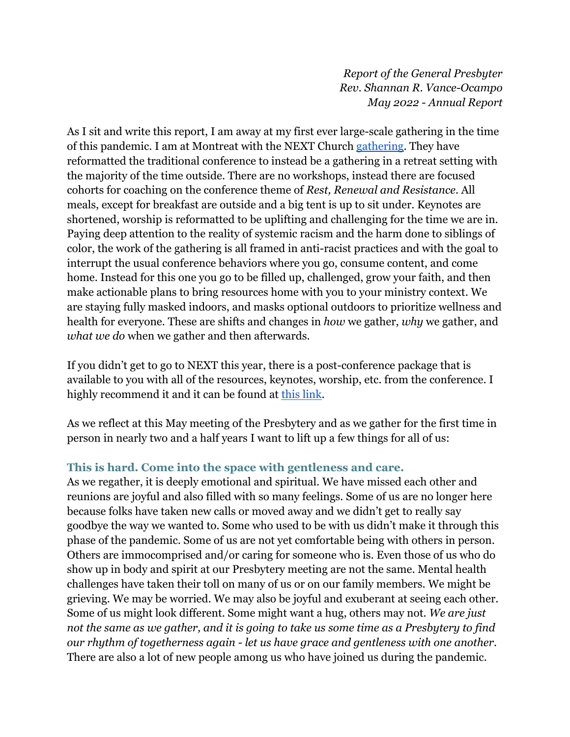*Report of the General Presbyter*
*Rev. Shannan R. Vance-Ocampo*
*May 2022 - Annual Report*

As I sit and write this report, I am away at my first ever large-scale gathering in the time of this pandemic. I am at Montreat with the NEXT Church [gathering](). They have reformatted the traditional conference to instead be a gathering in a retreat setting with the majority of the time outside. There are no workshops, instead there are focused cohorts for coaching on the conference theme of *Rest, Renewal and Resistance*. All meals, except for breakfast are outside and a big tent is up to sit under. Keynotes are shortened, worship is reformatted to be uplifting and challenging for the time we are in. Paying deep attention to the reality of systemic racism and the harm done to siblings of color, the work of the gathering is all framed in anti-racist practices and with the goal to interrupt the usual conference behaviors where you go, consume content, and come home. Instead for this one you go to be filled up, challenged, grow your faith, and then make actionable plans to bring resources home with you to your ministry context. We are staying fully masked indoors, and masks optional outdoors to prioritize wellness and health for everyone. These are shifts and changes in *how* we gather, *why* we gather, and *what we do* when we gather and then afterwards.

If you didn't get to go to NEXT this year, there is a post-conference package that is available to you with all of the resources, keynotes, worship, etc. from the conference. I highly recommend it and it can be found at [this link]().

As we reflect at this May meeting of the Presbytery and as we gather for the first time in person in nearly two and a half years I want to lift up a few things for all of us:

### This is hard. Come into the space with gentleness and care.

As we regather, it is deeply emotional and spiritual. We have missed each other and reunions are joyful and also filled with so many feelings. Some of us are no longer here because folks have taken new calls or moved away and we didn't get to really say goodbye the way we wanted to. Some who used to be with us didn't make it through this phase of the pandemic. Some of us are not yet comfortable being with others in person. Others are immocomprised and/or caring for someone who is. Even those of us who do show up in body and spirit at our Presbytery meeting are not the same. Mental health challenges have taken their toll on many of us or on our family members. We might be grieving. We may be worried. We may also be joyful and exuberant at seeing each other. Some of us might look different. Some might want a hug, others may not. *We are just not the same as we gather, and it is going to take us some time as a Presbytery to find our rhythm of togetherness again - let us have grace and gentleness with one another.* There are also a lot of new people among us who have joined us during the pandemic.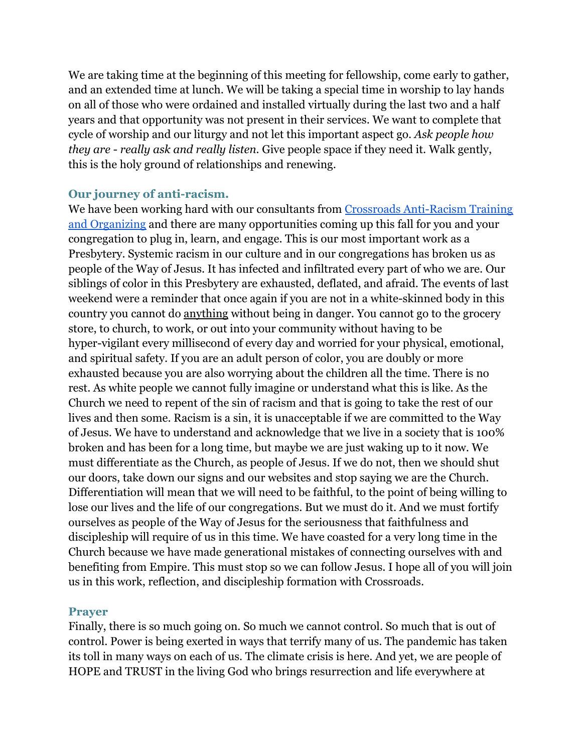We are taking time at the beginning of this meeting for fellowship, come early to gather, and an extended time at lunch. We will be taking a special time in worship to lay hands on all of those who were ordained and installed virtually during the last two and a half years and that opportunity was not present in their services. We want to complete that cycle of worship and our liturgy and not let this important aspect go. *Ask people how they are - really ask and really listen.* Give people space if they need it. Walk gently, this is the holy ground of relationships and renewing.

### Our journey of anti-racism.

We have been working hard with our consultants from [Crossroads Anti-Racism Training and Organizing]() and there are many opportunities coming up this fall for you and your congregation to plug in, learn, and engage. This is our most important work as a Presbytery. Systemic racism in our culture and in our congregations has broken us as people of the Way of Jesus. It has infected and infiltrated every part of who we are. Our siblings of color in this Presbytery are exhausted, deflated, and afraid. The events of last weekend were a reminder that once again if you are not in a white-skinned body in this country you cannot do <u>anything</u> without being in danger. You cannot go to the grocery store, to church, to work, or out into your community without having to be hyper-vigilant every millisecond of every day and worried for your physical, emotional, and spiritual safety. If you are an adult person of color, you are doubly or more exhausted because you are also worrying about the children all the time. There is no rest. As white people we cannot fully imagine or understand what this is like. As the Church we need to repent of the sin of racism and that is going to take the rest of our lives and then some. Racism is a sin, it is unacceptable if we are committed to the Way of Jesus. We have to understand and acknowledge that we live in a society that is 100% broken and has been for a long time, but maybe we are just waking up to it now. We must differentiate as the Church, as people of Jesus. If we do not, then we should shut our doors, take down our signs and our websites and stop saying we are the Church. Differentiation will mean that we will need to be faithful, to the point of being willing to lose our lives and the life of our congregations. But we must do it. And we must fortify ourselves as people of the Way of Jesus for the seriousness that faithfulness and discipleship will require of us in this time. We have coasted for a very long time in the Church because we have made generational mistakes of connecting ourselves with and benefiting from Empire. This must stop so we can follow Jesus. I hope all of you will join us in this work, reflection, and discipleship formation with Crossroads.

### Prayer

Finally, there is so much going on. So much we cannot control. So much that is out of control. Power is being exerted in ways that terrify many of us. The pandemic has taken its toll in many ways on each of us. The climate crisis is here. And yet, we are people of HOPE and TRUST in the living God who brings resurrection and life everywhere at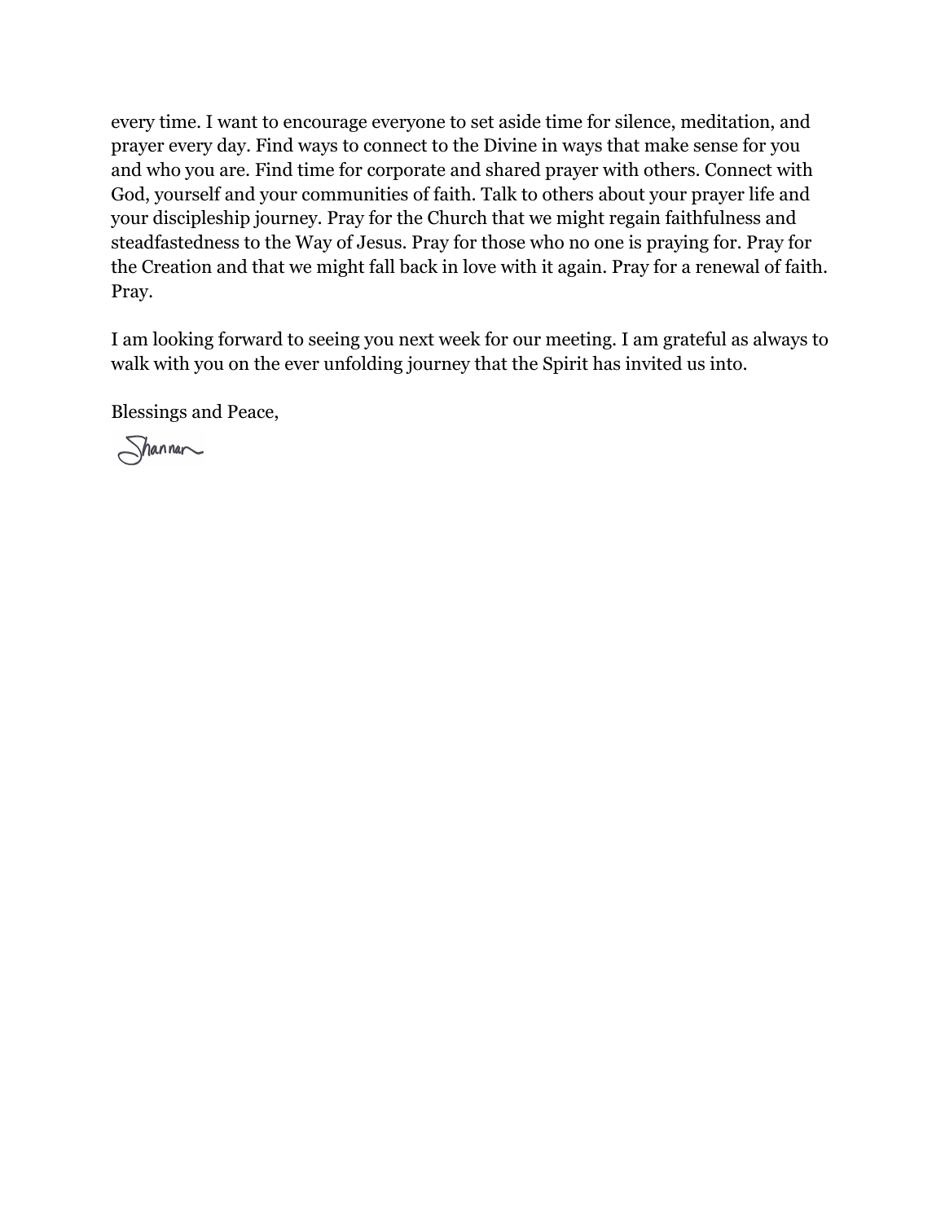every time. I want to encourage everyone to set aside time for silence, meditation, and prayer every day. Find ways to connect to the Divine in ways that make sense for you and who you are. Find time for corporate and shared prayer with others. Connect with God, yourself and your communities of faith. Talk to others about your prayer life and your discipleship journey. Pray for the Church that we might regain faithfulness and steadfastedness to the Way of Jesus. Pray for those who no one is praying for. Pray for the Creation and that we might fall back in love with it again. Pray for a renewal of faith. Pray.

I am looking forward to seeing you next week for our meeting. I am grateful as always to walk with you on the ever unfolding journey that the Spirit has invited us into.

Blessings and Peace,

Shannan